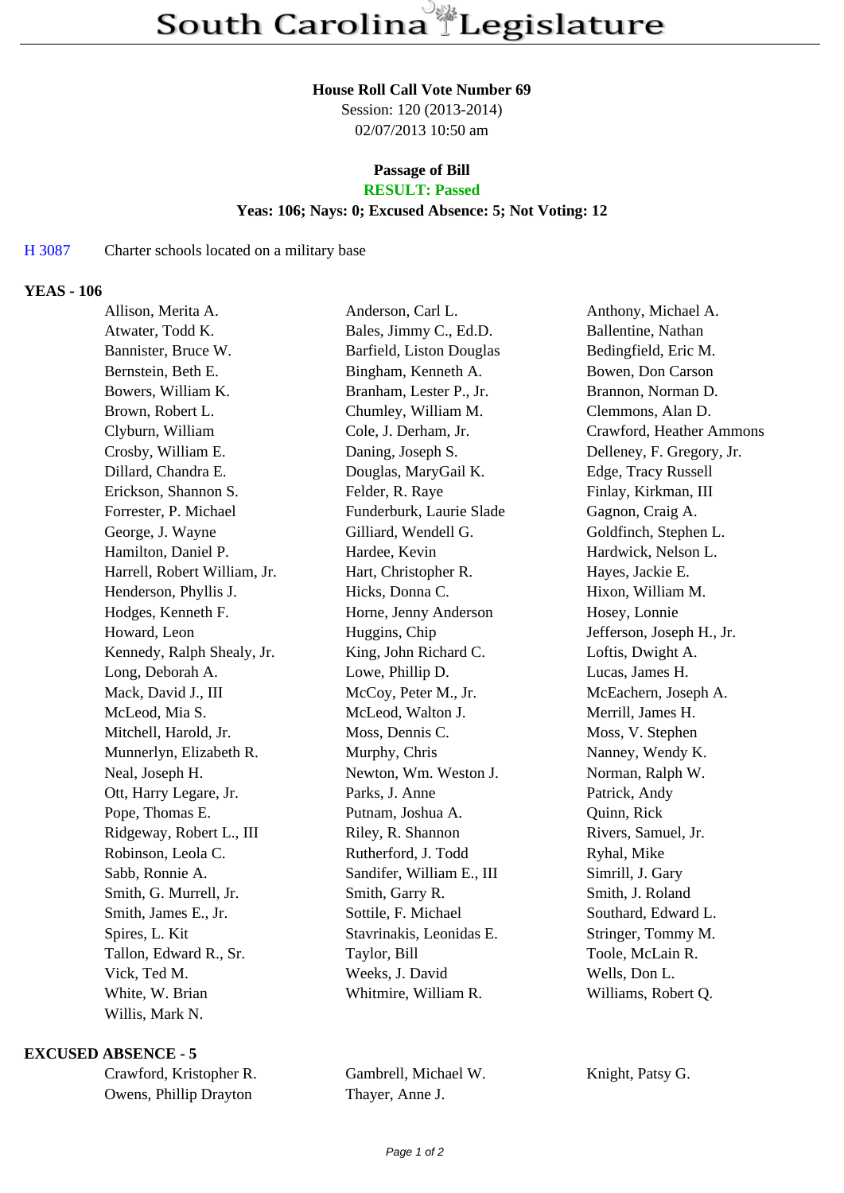# South Carolina Legislature

**House Roll Call Vote Number 69**

Session: 120 (2013-2014)

02/07/2013 10:50 am

**Passage of Bill**

**RESULT: Passed**

**Yeas: 106; Nays: 0; Excused Absence: 5; Not Voting: 12**

H 3087 Charter schools located on a military base

## YEAS - 106

| | | |
|---|---|---|
| Allison, Merita A. | Anderson, Carl L. | Anthony, Michael A. |
| Atwater, Todd K. | Bales, Jimmy C., Ed.D. | Ballentine, Nathan |
| Bannister, Bruce W. | Barfield, Liston Douglas | Bedingfield, Eric M. |
| Bernstein, Beth E. | Bingham, Kenneth A. | Bowen, Don Carson |
| Bowers, William K. | Branham, Lester P., Jr. | Brannon, Norman D. |
| Brown, Robert L. | Chumley, William M. | Clemmons, Alan D. |
| Clyburn, William | Cole, J. Derham, Jr. | Crawford, Heather Ammons |
| Crosby, William E. | Daning, Joseph S. | Delleney, F. Gregory, Jr. |
| Dillard, Chandra E. | Douglas, MaryGail K. | Edge, Tracy Russell |
| Erickson, Shannon S. | Felder, R. Raye | Finlay, Kirkman, III |
| Forrester, P. Michael | Funderburk, Laurie Slade | Gagnon, Craig A. |
| George, J. Wayne | Gilliard, Wendell G. | Goldfinch, Stephen L. |
| Hamilton, Daniel P. | Hardee, Kevin | Hardwick, Nelson L. |
| Harrell, Robert William, Jr. | Hart, Christopher R. | Hayes, Jackie E. |
| Henderson, Phyllis J. | Hicks, Donna C. | Hixon, William M. |
| Hodges, Kenneth F. | Horne, Jenny Anderson | Hosey, Lonnie |
| Howard, Leon | Huggins, Chip | Jefferson, Joseph H., Jr. |
| Kennedy, Ralph Shealy, Jr. | King, John Richard C. | Loftis, Dwight A. |
| Long, Deborah A. | Lowe, Phillip D. | Lucas, James H. |
| Mack, David J., III | McCoy, Peter M., Jr. | McEachern, Joseph A. |
| McLeod, Mia S. | McLeod, Walton J. | Merrill, James H. |
| Mitchell, Harold, Jr. | Moss, Dennis C. | Moss, V. Stephen |
| Munnerlyn, Elizabeth R. | Murphy, Chris | Nanney, Wendy K. |
| Neal, Joseph H. | Newton, Wm. Weston J. | Norman, Ralph W. |
| Ott, Harry Legare, Jr. | Parks, J. Anne | Patrick, Andy |
| Pope, Thomas E. | Putnam, Joshua A. | Quinn, Rick |
| Ridgeway, Robert L., III | Riley, R. Shannon | Rivers, Samuel, Jr. |
| Robinson, Leola C. | Rutherford, J. Todd | Ryhal, Mike |
| Sabb, Ronnie A. | Sandifer, William E., III | Simrill, J. Gary |
| Smith, G. Murrell, Jr. | Smith, Garry R. | Smith, J. Roland |
| Smith, James E., Jr. | Sottile, F. Michael | Southard, Edward L. |
| Spires, L. Kit | Stavrinakis, Leonidas E. | Stringer, Tommy M. |
| Tallon, Edward R., Sr. | Taylor, Bill | Toole, McLain R. |
| Vick, Ted M. | Weeks, J. David | Wells, Don L. |
| White, W. Brian | Whitmire, William R. | Williams, Robert Q. |
| Willis, Mark N. | | |

## EXCUSED ABSENCE - 5

| | | |
|---|---|---|
| Crawford, Kristopher R. | Gambrell, Michael W. | Knight, Patsy G. |
| Owens, Phillip Drayton | Thayer, Anne J. | |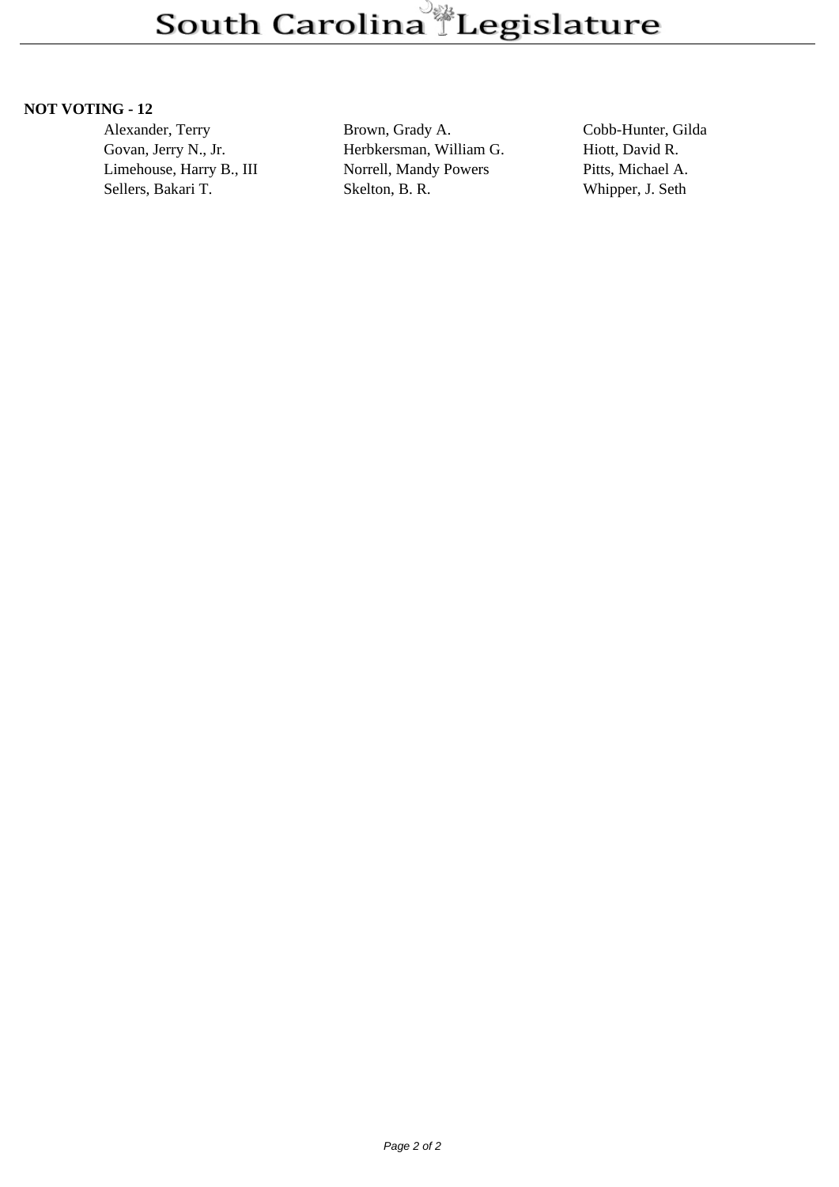**NOT VOTING - 12**

| | | |
|---|---|---|
| Alexander, Terry | Brown, Grady A. | Cobb-Hunter, Gilda |
| Govan, Jerry N., Jr. | Herbkersman, William G. | Hiott, David R. |
| Limehouse, Harry B., III | Norrell, Mandy Powers | Pitts, Michael A. |
| Sellers, Bakari T. | Skelton, B. R. | Whipper, J. Seth |